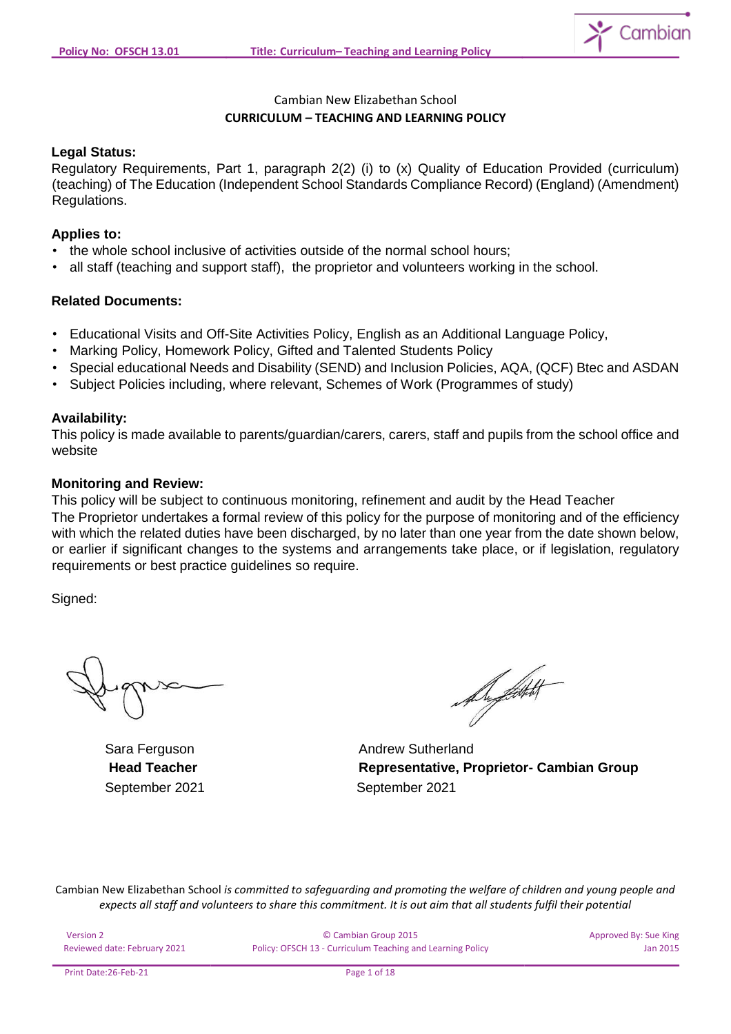Cambian New Elizabethan School

# CURRICULUM – TEACHING AND LEARNING POLICY

**Legal Status:**

Regulatory Requirements, Part 1, paragraph 2(2) (i) to (x) Quality of Education Provided (curriculum) (teaching) of The Education (Independent School Standards Compliance Record) (England) (Amendment) Regulations.

**Applies to:**

- the whole school inclusive of activities outside of the normal school hours;
- all staff (teaching and support staff), the proprietor and volunteers working in the school.

**Related Documents:**

- Educational Visits and Off-Site Activities Policy, English as an Additional Language Policy,
- Marking Policy, Homework Policy, Gifted and Talented Students Policy
- Special educational Needs and Disability (SEND) and Inclusion Policies, AQA, (QCF) Btec and ASDAN
- Subject Policies including, where relevant, Schemes of Work (Programmes of study)

**Availability:**

This policy is made available to parents/guardian/carers, carers, staff and pupils from the school office and website

**Monitoring and Review:**

This policy will be subject to continuous monitoring, refinement and audit by the Head Teacher
The Proprietor undertakes a formal review of this policy for the purpose of monitoring and of the efficiency with which the related duties have been discharged, by no later than one year from the date shown below, or earlier if significant changes to the systems and arrangements take place, or if legislation, regulatory requirements or best practice guidelines so require.

Signed:

| | |
|---|---|
| Sara Ferguson | Andrew Sutherland |
| **Head Teacher** | **Representative, Proprietor- Cambian Group** |
| September 2021 | September 2021 |

Cambian New Elizabethan School *is committed to safeguarding and promoting the welfare of children and young people and expects all staff and volunteers to share this commitment. It is out aim that all students fulfil their potential*

Version 2 | © Cambian Group 2015 | Approved By: Sue King
Reviewed date: February 2021 | Policy: OFSCH 13 - Curriculum Teaching and Learning Policy | Jan 2015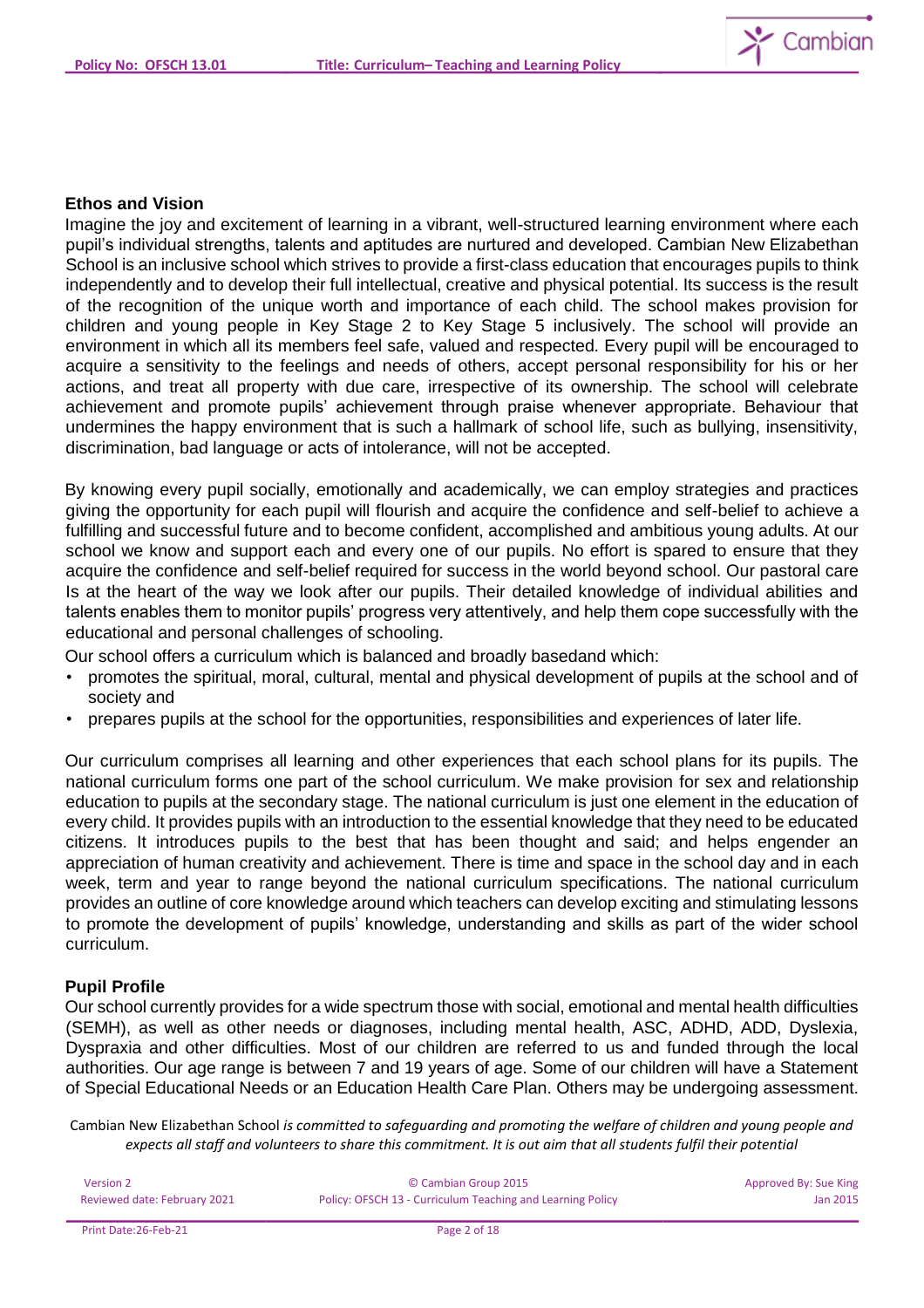## Ethos and Vision

Imagine the joy and excitement of learning in a vibrant, well-structured learning environment where each pupil's individual strengths, talents and aptitudes are nurtured and developed. Cambian New Elizabethan School is an inclusive school which strives to provide a first-class education that encourages pupils to think independently and to develop their full intellectual, creative and physical potential. Its success is the result of the recognition of the unique worth and importance of each child. The school makes provision for children and young people in Key Stage 2 to Key Stage 5 inclusively. The school will provide an environment in which all its members feel safe, valued and respected. Every pupil will be encouraged to acquire a sensitivity to the feelings and needs of others, accept personal responsibility for his or her actions, and treat all property with due care, irrespective of its ownership. The school will celebrate achievement and promote pupils' achievement through praise whenever appropriate. Behaviour that undermines the happy environment that is such a hallmark of school life, such as bullying, insensitivity, discrimination, bad language or acts of intolerance, will not be accepted.

By knowing every pupil socially, emotionally and academically, we can employ strategies and practices giving the opportunity for each pupil will flourish and acquire the confidence and self-belief to achieve a fulfilling and successful future and to become confident, accomplished and ambitious young adults. At our school we know and support each and every one of our pupils. No effort is spared to ensure that they acquire the confidence and self-belief required for success in the world beyond school. Our pastoral care Is at the heart of the way we look after our pupils. Their detailed knowledge of individual abilities and talents enables them to monitor pupils' progress very attentively, and help them cope successfully with the educational and personal challenges of schooling.

Our school offers a curriculum which is balanced and broadly basedand which:

- promotes the spiritual, moral, cultural, mental and physical development of pupils at the school and of society and
- prepares pupils at the school for the opportunities, responsibilities and experiences of later life.

Our curriculum comprises all learning and other experiences that each school plans for its pupils. The national curriculum forms one part of the school curriculum. We make provision for sex and relationship education to pupils at the secondary stage. The national curriculum is just one element in the education of every child. It provides pupils with an introduction to the essential knowledge that they need to be educated citizens. It introduces pupils to the best that has been thought and said; and helps engender an appreciation of human creativity and achievement. There is time and space in the school day and in each week, term and year to range beyond the national curriculum specifications. The national curriculum provides an outline of core knowledge around which teachers can develop exciting and stimulating lessons to promote the development of pupils' knowledge, understanding and skills as part of the wider school curriculum.

## Pupil Profile

Our school currently provides for a wide spectrum those with social, emotional and mental health difficulties (SEMH), as well as other needs or diagnoses, including mental health, ASC, ADHD, ADD, Dyslexia, Dyspraxia and other difficulties. Most of our children are referred to us and funded through the local authorities. Our age range is between 7 and 19 years of age. Some of our children will have a Statement of Special Educational Needs or an Education Health Care Plan. Others may be undergoing assessment.

Cambian New Elizabethan School *is committed to safeguarding and promoting the welfare of children and young people and expects all staff and volunteers to share this commitment. It is out aim that all students fulfil their potential*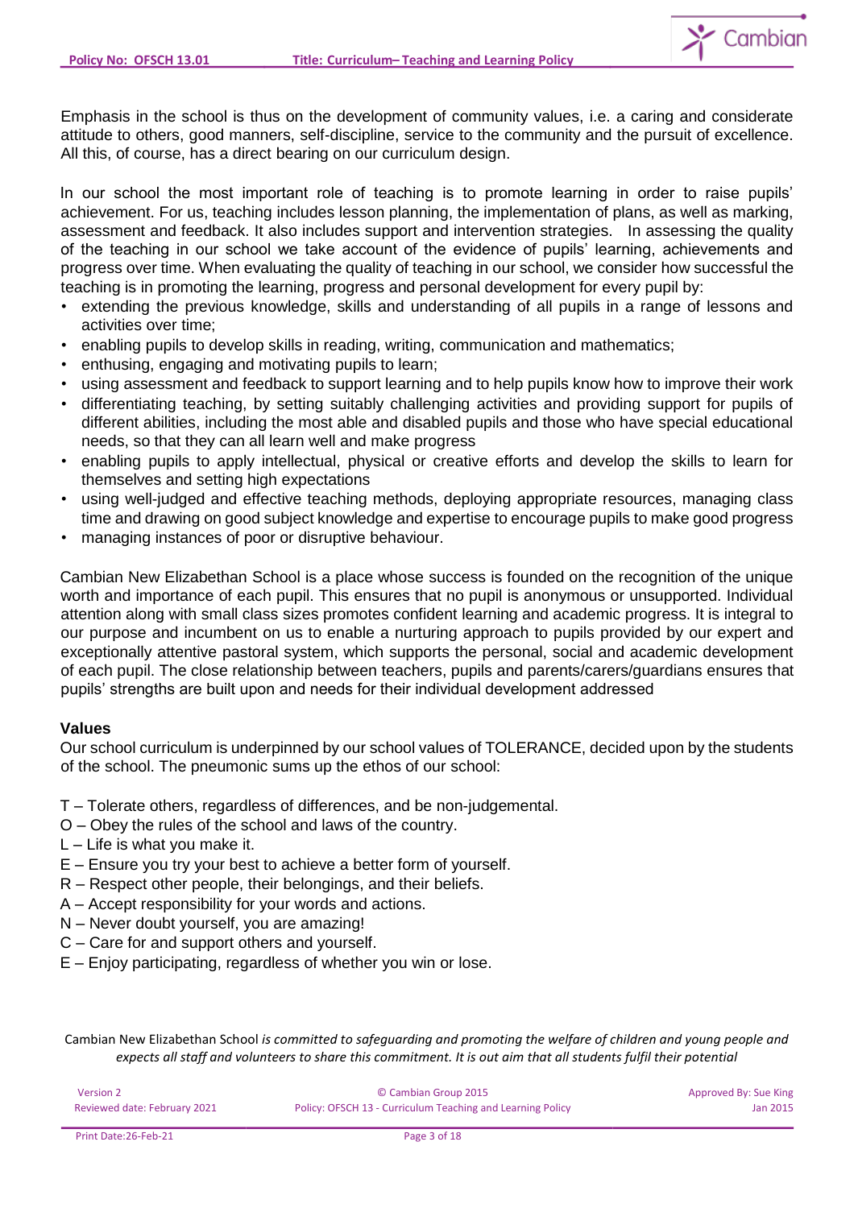Emphasis in the school is thus on the development of community values, i.e. a caring and considerate attitude to others, good manners, self-discipline, service to the community and the pursuit of excellence. All this, of course, has a direct bearing on our curriculum design.

In our school the most important role of teaching is to promote learning in order to raise pupils' achievement. For us, teaching includes lesson planning, the implementation of plans, as well as marking, assessment and feedback. It also includes support and intervention strategies. In assessing the quality of the teaching in our school we take account of the evidence of pupils' learning, achievements and progress over time. When evaluating the quality of teaching in our school, we consider how successful the teaching is in promoting the learning, progress and personal development for every pupil by:

- extending the previous knowledge, skills and understanding of all pupils in a range of lessons and activities over time;
- enabling pupils to develop skills in reading, writing, communication and mathematics;
- enthusing, engaging and motivating pupils to learn;
- using assessment and feedback to support learning and to help pupils know how to improve their work
- differentiating teaching, by setting suitably challenging activities and providing support for pupils of different abilities, including the most able and disabled pupils and those who have special educational needs, so that they can all learn well and make progress
- enabling pupils to apply intellectual, physical or creative efforts and develop the skills to learn for themselves and setting high expectations
- using well-judged and effective teaching methods, deploying appropriate resources, managing class time and drawing on good subject knowledge and expertise to encourage pupils to make good progress
- managing instances of poor or disruptive behaviour.

Cambian New Elizabethan School is a place whose success is founded on the recognition of the unique worth and importance of each pupil. This ensures that no pupil is anonymous or unsupported. Individual attention along with small class sizes promotes confident learning and academic progress. It is integral to our purpose and incumbent on us to enable a nurturing approach to pupils provided by our expert and exceptionally attentive pastoral system, which supports the personal, social and academic development of each pupil. The close relationship between teachers, pupils and parents/carers/guardians ensures that pupils' strengths are built upon and needs for their individual development addressed

**Values**

Our school curriculum is underpinned by our school values of TOLERANCE, decided upon by the students of the school. The pneumonic sums up the ethos of our school:

T – Tolerate others, regardless of differences, and be non-judgemental.
O – Obey the rules of the school and laws of the country.
L – Life is what you make it.
E – Ensure you try your best to achieve a better form of yourself.
R – Respect other people, their belongings, and their beliefs.
A – Accept responsibility for your words and actions.
N – Never doubt yourself, you are amazing!
C – Care for and support others and yourself.
E – Enjoy participating, regardless of whether you win or lose.

Cambian New Elizabethan School *is committed to safeguarding and promoting the welfare of children and young people and expects all staff and volunteers to share this commitment. It is out aim that all students fulfil their potential*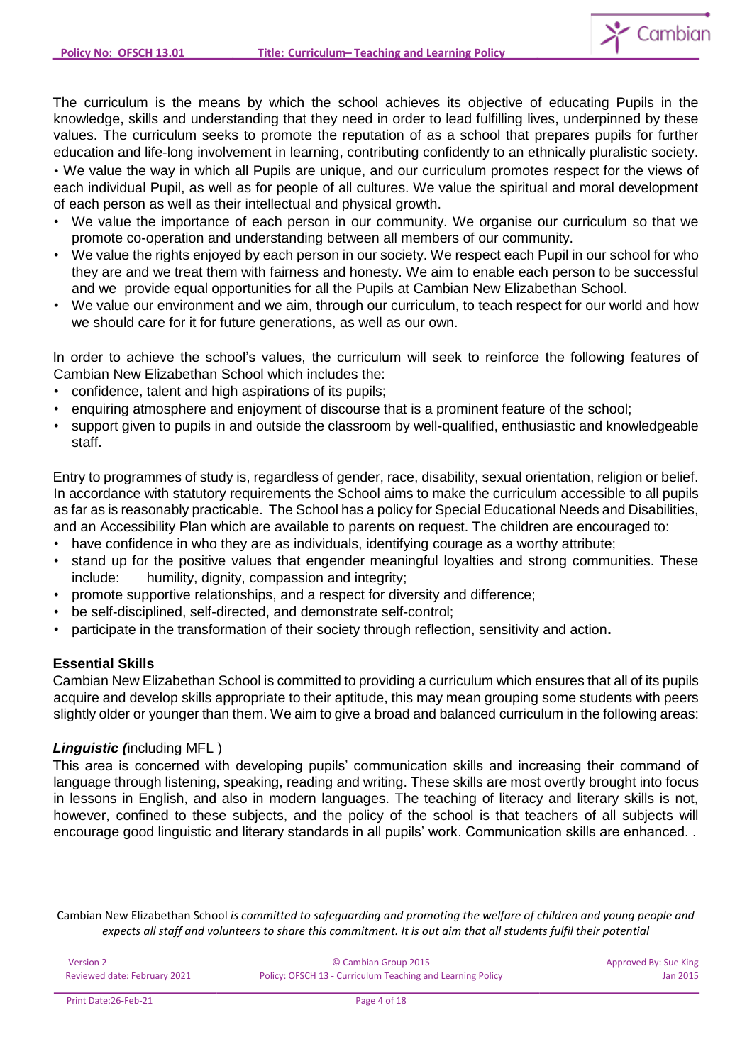The curriculum is the means by which the school achieves its objective of educating Pupils in the knowledge, skills and understanding that they need in order to lead fulfilling lives, underpinned by these values. The curriculum seeks to promote the reputation of as a school that prepares pupils for further education and life-long involvement in learning, contributing confidently to an ethnically pluralistic society.

• We value the way in which all Pupils are unique, and our curriculum promotes respect for the views of each individual Pupil, as well as for people of all cultures. We value the spiritual and moral development of each person as well as their intellectual and physical growth.

- We value the importance of each person in our community. We organise our curriculum so that we promote co-operation and understanding between all members of our community.
- We value the rights enjoyed by each person in our society. We respect each Pupil in our school for who they are and we treat them with fairness and honesty. We aim to enable each person to be successful and we provide equal opportunities for all the Pupils at Cambian New Elizabethan School.
- We value our environment and we aim, through our curriculum, to teach respect for our world and how we should care for it for future generations, as well as our own.

In order to achieve the school's values, the curriculum will seek to reinforce the following features of Cambian New Elizabethan School which includes the:

- confidence, talent and high aspirations of its pupils;
- enquiring atmosphere and enjoyment of discourse that is a prominent feature of the school;
- support given to pupils in and outside the classroom by well-qualified, enthusiastic and knowledgeable staff.

Entry to programmes of study is, regardless of gender, race, disability, sexual orientation, religion or belief. In accordance with statutory requirements the School aims to make the curriculum accessible to all pupils as far as is reasonably practicable. The School has a policy for Special Educational Needs and Disabilities, and an Accessibility Plan which are available to parents on request. The children are encouraged to:

- have confidence in who they are as individuals, identifying courage as a worthy attribute;
- stand up for the positive values that engender meaningful loyalties and strong communities. These include: humility, dignity, compassion and integrity;
- promote supportive relationships, and a respect for diversity and difference;
- be self-disciplined, self-directed, and demonstrate self-control;
- participate in the transformation of their society through reflection, sensitivity and action**.**

**Essential Skills**

Cambian New Elizabethan School is committed to providing a curriculum which ensures that all of its pupils acquire and develop skills appropriate to their aptitude, this may mean grouping some students with peers slightly older or younger than them. We aim to give a broad and balanced curriculum in the following areas:

***Linguistic (***including MFL )

This area is concerned with developing pupils' communication skills and increasing their command of language through listening, speaking, reading and writing. These skills are most overtly brought into focus in lessons in English, and also in modern languages. The teaching of literacy and literary skills is not, however, confined to these subjects, and the policy of the school is that teachers of all subjects will encourage good linguistic and literary standards in all pupils' work. Communication skills are enhanced. .

Cambian New Elizabethan School *is committed to safeguarding and promoting the welfare of children and young people and expects all staff and volunteers to share this commitment. It is out aim that all students fulfil their potential*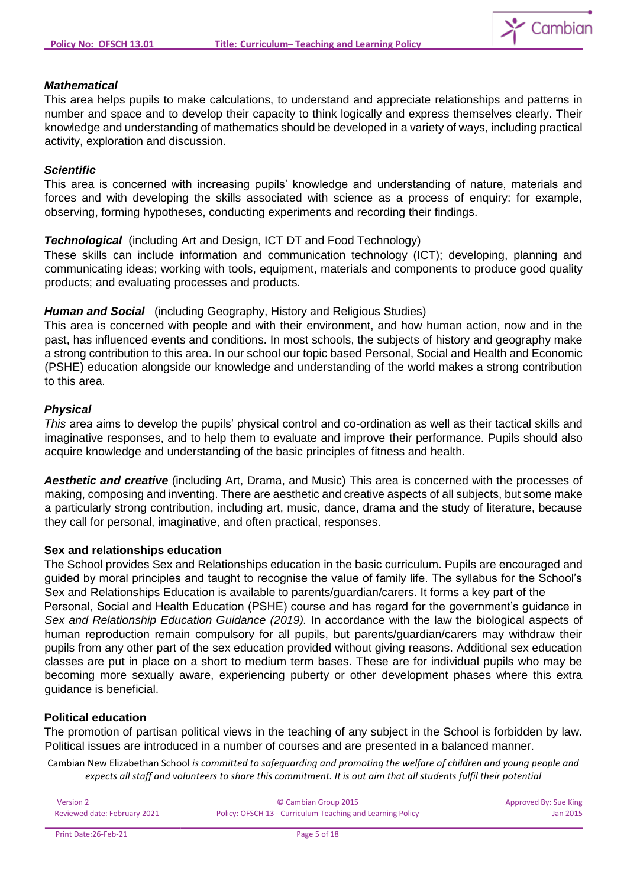### *Mathematical*

This area helps pupils to make calculations, to understand and appreciate relationships and patterns in number and space and to develop their capacity to think logically and express themselves clearly. Their knowledge and understanding of mathematics should be developed in a variety of ways, including practical activity, exploration and discussion.

### *Scientific*

This area is concerned with increasing pupils' knowledge and understanding of nature, materials and forces and with developing the skills associated with science as a process of enquiry: for example, observing, forming hypotheses, conducting experiments and recording their findings.

***Technological*** (including Art and Design, ICT DT and Food Technology)

These skills can include information and communication technology (ICT); developing, planning and communicating ideas; working with tools, equipment, materials and components to produce good quality products; and evaluating processes and products.

***Human and Social*** (including Geography, History and Religious Studies)

This area is concerned with people and with their environment, and how human action, now and in the past, has influenced events and conditions. In most schools, the subjects of history and geography make a strong contribution to this area. In our school our topic based Personal, Social and Health and Economic (PSHE) education alongside our knowledge and understanding of the world makes a strong contribution to this area.

### *Physical*

*This* area aims to develop the pupils' physical control and co-ordination as well as their tactical skills and imaginative responses, and to help them to evaluate and improve their performance. Pupils should also acquire knowledge and understanding of the basic principles of fitness and health.

***Aesthetic and creative*** (including Art, Drama, and Music) This area is concerned with the processes of making, composing and inventing. There are aesthetic and creative aspects of all subjects, but some make a particularly strong contribution, including art, music, dance, drama and the study of literature, because they call for personal, imaginative, and often practical, responses.

### Sex and relationships education

The School provides Sex and Relationships education in the basic curriculum. Pupils are encouraged and guided by moral principles and taught to recognise the value of family life. The syllabus for the School's Sex and Relationships Education is available to parents/guardian/carers. It forms a key part of the Personal, Social and Health Education (PSHE) course and has regard for the government's guidance in *Sex and Relationship Education Guidance (2019).* In accordance with the law the biological aspects of human reproduction remain compulsory for all pupils, but parents/guardian/carers may withdraw their pupils from any other part of the sex education provided without giving reasons. Additional sex education classes are put in place on a short to medium term bases. These are for individual pupils who may be becoming more sexually aware, experiencing puberty or other development phases where this extra guidance is beneficial.

### Political education

The promotion of partisan political views in the teaching of any subject in the School is forbidden by law. Political issues are introduced in a number of courses and are presented in a balanced manner.

Cambian New Elizabethan School *is committed to safeguarding and promoting the welfare of children and young people and expects all staff and volunteers to share this commitment. It is out aim that all students fulfil their potential*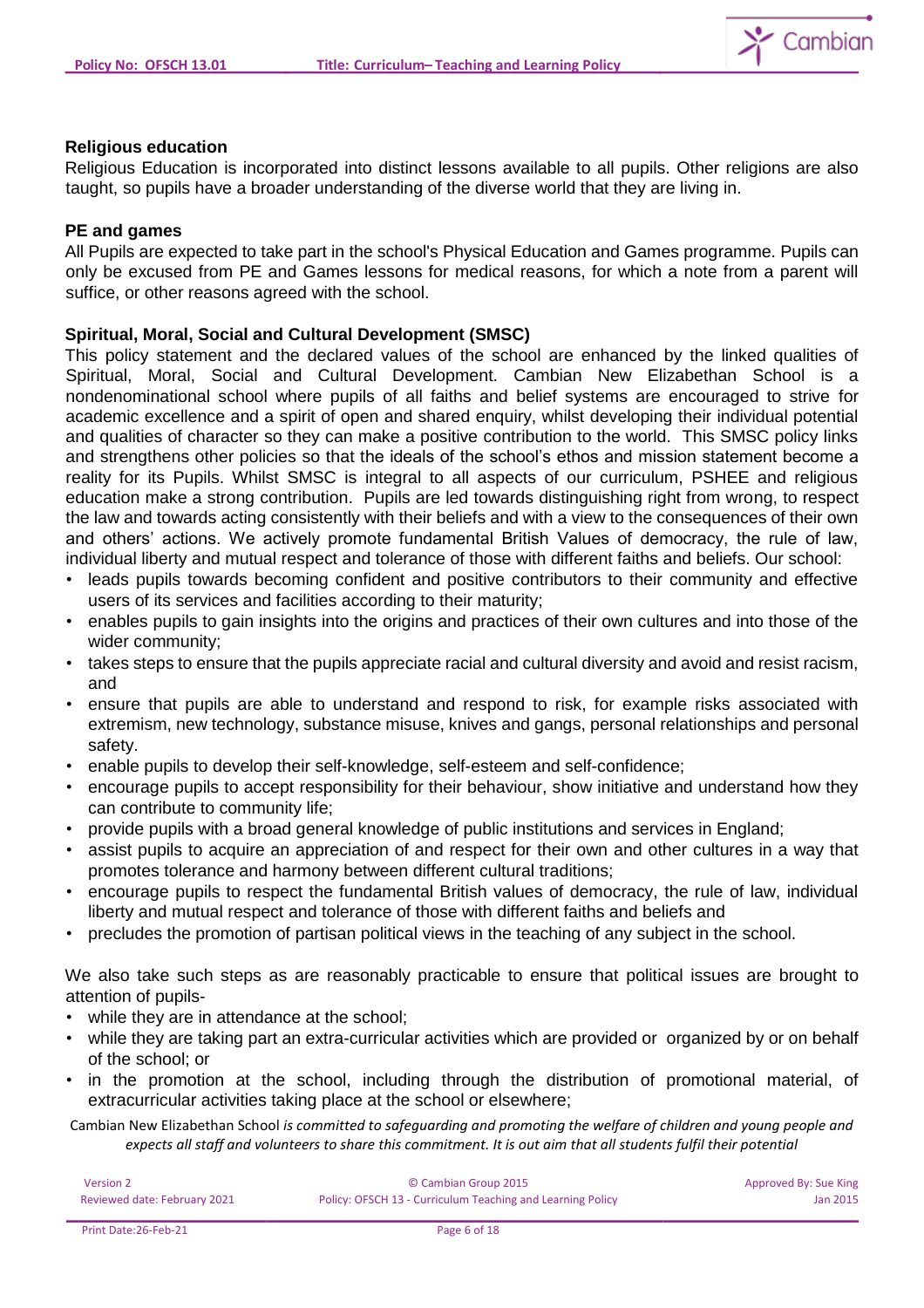**Religious education**

Religious Education is incorporated into distinct lessons available to all pupils. Other religions are also taught, so pupils have a broader understanding of the diverse world that they are living in.

**PE and games**

All Pupils are expected to take part in the school's Physical Education and Games programme. Pupils can only be excused from PE and Games lessons for medical reasons, for which a note from a parent will suffice, or other reasons agreed with the school.

**Spiritual, Moral, Social and Cultural Development (SMSC)**

This policy statement and the declared values of the school are enhanced by the linked qualities of Spiritual, Moral, Social and Cultural Development. Cambian New Elizabethan School is a nondenominational school where pupils of all faiths and belief systems are encouraged to strive for academic excellence and a spirit of open and shared enquiry, whilst developing their individual potential and qualities of character so they can make a positive contribution to the world. This SMSC policy links and strengthens other policies so that the ideals of the school's ethos and mission statement become a reality for its Pupils. Whilst SMSC is integral to all aspects of our curriculum, PSHEE and religious education make a strong contribution. Pupils are led towards distinguishing right from wrong, to respect the law and towards acting consistently with their beliefs and with a view to the consequences of their own and others' actions. We actively promote fundamental British Values of democracy, the rule of law, individual liberty and mutual respect and tolerance of those with different faiths and beliefs. Our school:

- leads pupils towards becoming confident and positive contributors to their community and effective users of its services and facilities according to their maturity;
- enables pupils to gain insights into the origins and practices of their own cultures and into those of the wider community;
- takes steps to ensure that the pupils appreciate racial and cultural diversity and avoid and resist racism, and
- ensure that pupils are able to understand and respond to risk, for example risks associated with extremism, new technology, substance misuse, knives and gangs, personal relationships and personal safety.
- enable pupils to develop their self-knowledge, self-esteem and self-confidence;
- encourage pupils to accept responsibility for their behaviour, show initiative and understand how they can contribute to community life;
- provide pupils with a broad general knowledge of public institutions and services in England;
- assist pupils to acquire an appreciation of and respect for their own and other cultures in a way that promotes tolerance and harmony between different cultural traditions;
- encourage pupils to respect the fundamental British values of democracy, the rule of law, individual liberty and mutual respect and tolerance of those with different faiths and beliefs and
- precludes the promotion of partisan political views in the teaching of any subject in the school.

We also take such steps as are reasonably practicable to ensure that political issues are brought to attention of pupils-

- while they are in attendance at the school;
- while they are taking part an extra-curricular activities which are provided or organized by or on behalf of the school; or
- in the promotion at the school, including through the distribution of promotional material, of extracurricular activities taking place at the school or elsewhere;

Cambian New Elizabethan School *is committed to safeguarding and promoting the welfare of children and young people and expects all staff and volunteers to share this commitment. It is out aim that all students fulfil their potential*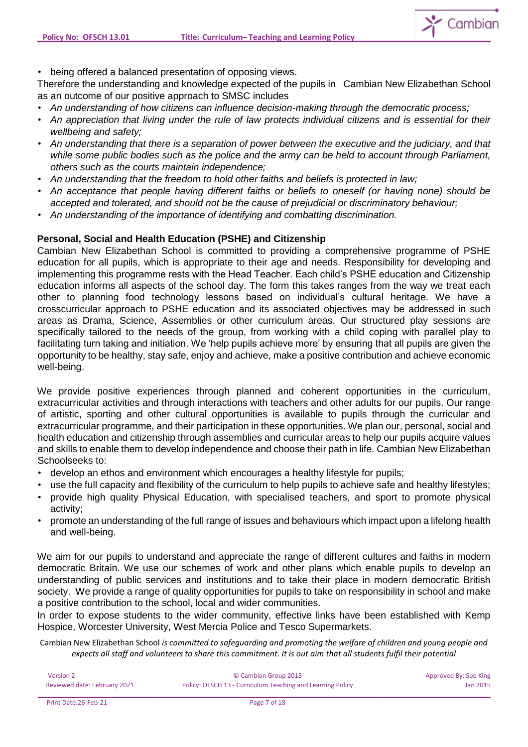- being offered a balanced presentation of opposing views.

Therefore the understanding and knowledge expected of the pupils in Cambian New Elizabethan School as an outcome of our positive approach to SMSC includes

- *An understanding of how citizens can influence decision-making through the democratic process;*
- *An appreciation that living under the rule of law protects individual citizens and is essential for their wellbeing and safety;*
- *An understanding that there is a separation of power between the executive and the judiciary, and that while some public bodies such as the police and the army can be held to account through Parliament, others such as the courts maintain independence;*
- *An understanding that the freedom to hold other faiths and beliefs is protected in law;*
- *An acceptance that people having different faiths or beliefs to oneself (or having none) should be accepted and tolerated, and should not be the cause of prejudicial or discriminatory behaviour;*
- *An understanding of the importance of identifying and combatting discrimination.*

**Personal, Social and Health Education (PSHE) and Citizenship**

Cambian New Elizabethan School is committed to providing a comprehensive programme of PSHE education for all pupils, which is appropriate to their age and needs. Responsibility for developing and implementing this programme rests with the Head Teacher. Each child's PSHE education and Citizenship education informs all aspects of the school day. The form this takes ranges from the way we treat each other to planning food technology lessons based on individual's cultural heritage. We have a crosscurricular approach to PSHE education and its associated objectives may be addressed in such areas as Drama, Science, Assemblies or other curriculum areas. Our structured play sessions are specifically tailored to the needs of the group, from working with a child coping with parallel play to facilitating turn taking and initiation. We 'help pupils achieve more' by ensuring that all pupils are given the opportunity to be healthy, stay safe, enjoy and achieve, make a positive contribution and achieve economic well-being.

We provide positive experiences through planned and coherent opportunities in the curriculum, extracurricular activities and through interactions with teachers and other adults for our pupils. Our range of artistic, sporting and other cultural opportunities is available to pupils through the curricular and extracurricular programme, and their participation in these opportunities. We plan our, personal, social and health education and citizenship through assemblies and curricular areas to help our pupils acquire values and skills to enable them to develop independence and choose their path in life. Cambian New Elizabethan Schoolseeks to:

- develop an ethos and environment which encourages a healthy lifestyle for pupils;
- use the full capacity and flexibility of the curriculum to help pupils to achieve safe and healthy lifestyles;
- provide high quality Physical Education, with specialised teachers, and sport to promote physical activity;
- promote an understanding of the full range of issues and behaviours which impact upon a lifelong health and well-being.

We aim for our pupils to understand and appreciate the range of different cultures and faiths in modern democratic Britain. We use our schemes of work and other plans which enable pupils to develop an understanding of public services and institutions and to take their place in modern democratic British society. We provide a range of quality opportunities for pupils to take on responsibility in school and make a positive contribution to the school, local and wider communities.

In order to expose students to the wider community, effective links have been established with Kemp Hospice, Worcester University, West Mercia Police and Tesco Supermarkets.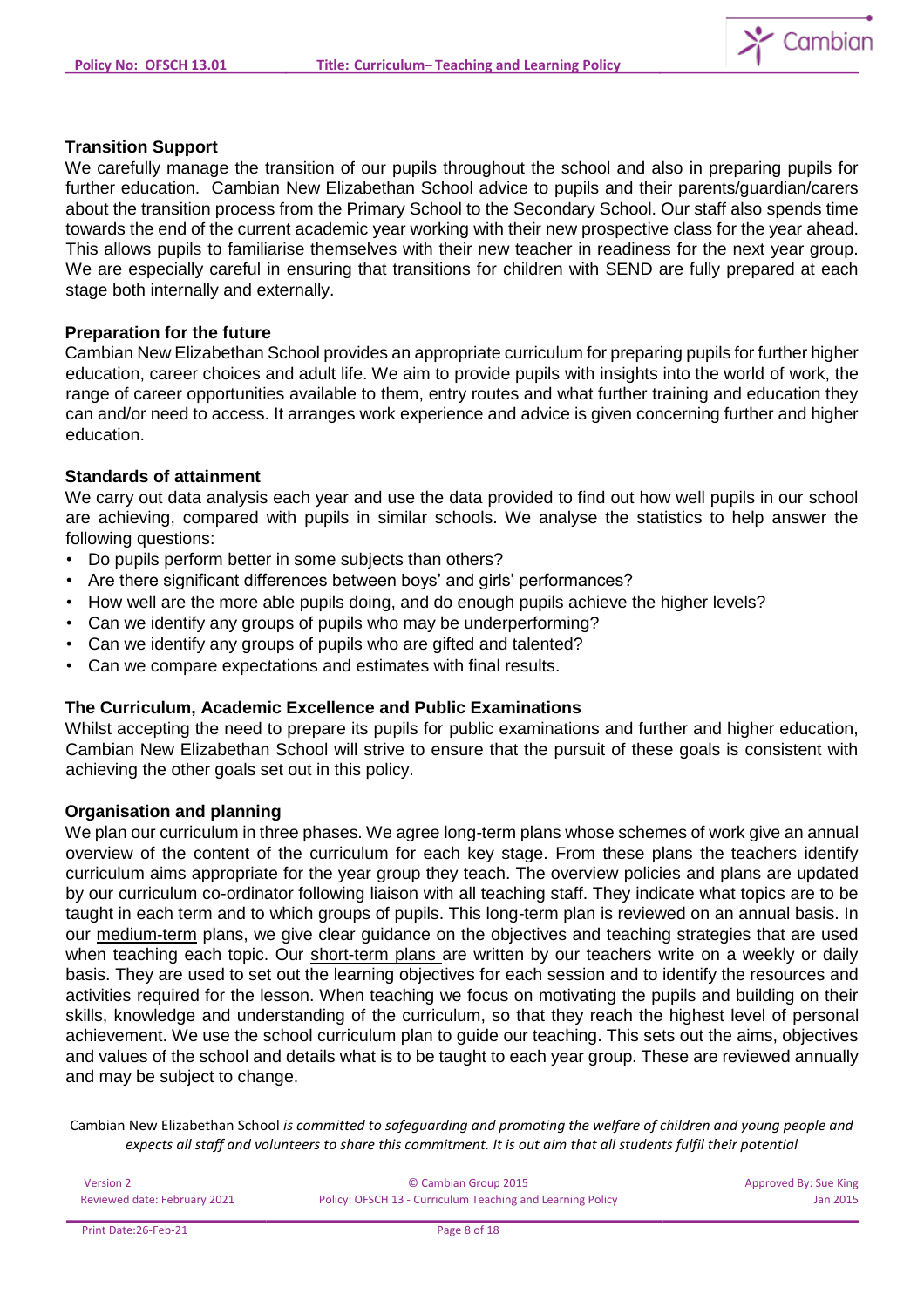### Transition Support

We carefully manage the transition of our pupils throughout the school and also in preparing pupils for further education. Cambian New Elizabethan School advice to pupils and their parents/guardian/carers about the transition process from the Primary School to the Secondary School. Our staff also spends time towards the end of the current academic year working with their new prospective class for the year ahead. This allows pupils to familiarise themselves with their new teacher in readiness for the next year group. We are especially careful in ensuring that transitions for children with SEND are fully prepared at each stage both internally and externally.

### Preparation for the future

Cambian New Elizabethan School provides an appropriate curriculum for preparing pupils for further higher education, career choices and adult life. We aim to provide pupils with insights into the world of work, the range of career opportunities available to them, entry routes and what further training and education they can and/or need to access. It arranges work experience and advice is given concerning further and higher education.

### Standards of attainment

We carry out data analysis each year and use the data provided to find out how well pupils in our school are achieving, compared with pupils in similar schools. We analyse the statistics to help answer the following questions:

- Do pupils perform better in some subjects than others?
- Are there significant differences between boys' and girls' performances?
- How well are the more able pupils doing, and do enough pupils achieve the higher levels?
- Can we identify any groups of pupils who may be underperforming?
- Can we identify any groups of pupils who are gifted and talented?
- Can we compare expectations and estimates with final results.

### The Curriculum, Academic Excellence and Public Examinations

Whilst accepting the need to prepare its pupils for public examinations and further and higher education, Cambian New Elizabethan School will strive to ensure that the pursuit of these goals is consistent with achieving the other goals set out in this policy.

### Organisation and planning

We plan our curriculum in three phases. We agree long-term plans whose schemes of work give an annual overview of the content of the curriculum for each key stage. From these plans the teachers identify curriculum aims appropriate for the year group they teach. The overview policies and plans are updated by our curriculum co-ordinator following liaison with all teaching staff. They indicate what topics are to be taught in each term and to which groups of pupils. This long-term plan is reviewed on an annual basis. In our medium-term plans, we give clear guidance on the objectives and teaching strategies that are used when teaching each topic. Our short-term plans are written by our teachers write on a weekly or daily basis. They are used to set out the learning objectives for each session and to identify the resources and activities required for the lesson. When teaching we focus on motivating the pupils and building on their skills, knowledge and understanding of the curriculum, so that they reach the highest level of personal achievement. We use the school curriculum plan to guide our teaching. This sets out the aims, objectives and values of the school and details what is to be taught to each year group. These are reviewed annually and may be subject to change.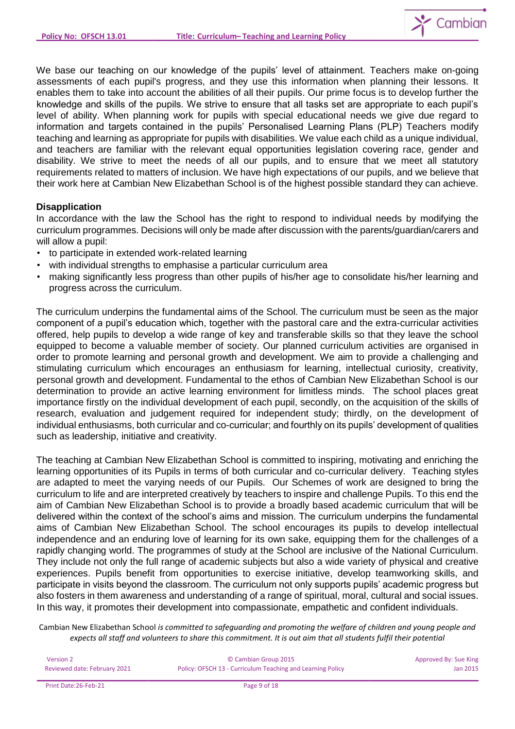We base our teaching on our knowledge of the pupils' level of attainment. Teachers make on-going assessments of each pupil's progress, and they use this information when planning their lessons. It enables them to take into account the abilities of all their pupils. Our prime focus is to develop further the knowledge and skills of the pupils. We strive to ensure that all tasks set are appropriate to each pupil's level of ability. When planning work for pupils with special educational needs we give due regard to information and targets contained in the pupils' Personalised Learning Plans (PLP) Teachers modify teaching and learning as appropriate for pupils with disabilities. We value each child as a unique individual, and teachers are familiar with the relevant equal opportunities legislation covering race, gender and disability. We strive to meet the needs of all our pupils, and to ensure that we meet all statutory requirements related to matters of inclusion. We have high expectations of our pupils, and we believe that their work here at Cambian New Elizabethan School is of the highest possible standard they can achieve.

**Disapplication**

In accordance with the law the School has the right to respond to individual needs by modifying the curriculum programmes. Decisions will only be made after discussion with the parents/guardian/carers and will allow a pupil:

- to participate in extended work-related learning
- with individual strengths to emphasise a particular curriculum area
- making significantly less progress than other pupils of his/her age to consolidate his/her learning and progress across the curriculum.

The curriculum underpins the fundamental aims of the School. The curriculum must be seen as the major component of a pupil's education which, together with the pastoral care and the extra-curricular activities offered, help pupils to develop a wide range of key and transferable skills so that they leave the school equipped to become a valuable member of society. Our planned curriculum activities are organised in order to promote learning and personal growth and development. We aim to provide a challenging and stimulating curriculum which encourages an enthusiasm for learning, intellectual curiosity, creativity, personal growth and development. Fundamental to the ethos of Cambian New Elizabethan School is our determination to provide an active learning environment for limitless minds. The school places great importance firstly on the individual development of each pupil, secondly, on the acquisition of the skills of research, evaluation and judgement required for independent study; thirdly, on the development of individual enthusiasms, both curricular and co-curricular; and fourthly on its pupils' development of qualities such as leadership, initiative and creativity.

The teaching at Cambian New Elizabethan School is committed to inspiring, motivating and enriching the learning opportunities of its Pupils in terms of both curricular and co-curricular delivery. Teaching styles are adapted to meet the varying needs of our Pupils. Our Schemes of work are designed to bring the curriculum to life and are interpreted creatively by teachers to inspire and challenge Pupils. To this end the aim of Cambian New Elizabethan School is to provide a broadly based academic curriculum that will be delivered within the context of the school's aims and mission. The curriculum underpins the fundamental aims of Cambian New Elizabethan School. The school encourages its pupils to develop intellectual independence and an enduring love of learning for its own sake, equipping them for the challenges of a rapidly changing world. The programmes of study at the School are inclusive of the National Curriculum. They include not only the full range of academic subjects but also a wide variety of physical and creative experiences. Pupils benefit from opportunities to exercise initiative, develop teamworking skills, and participate in visits beyond the classroom. The curriculum not only supports pupils' academic progress but also fosters in them awareness and understanding of a range of spiritual, moral, cultural and social issues. In this way, it promotes their development into compassionate, empathetic and confident individuals.

Cambian New Elizabethan School *is committed to safeguarding and promoting the welfare of children and young people and expects all staff and volunteers to share this commitment. It is out aim that all students fulfil their potential*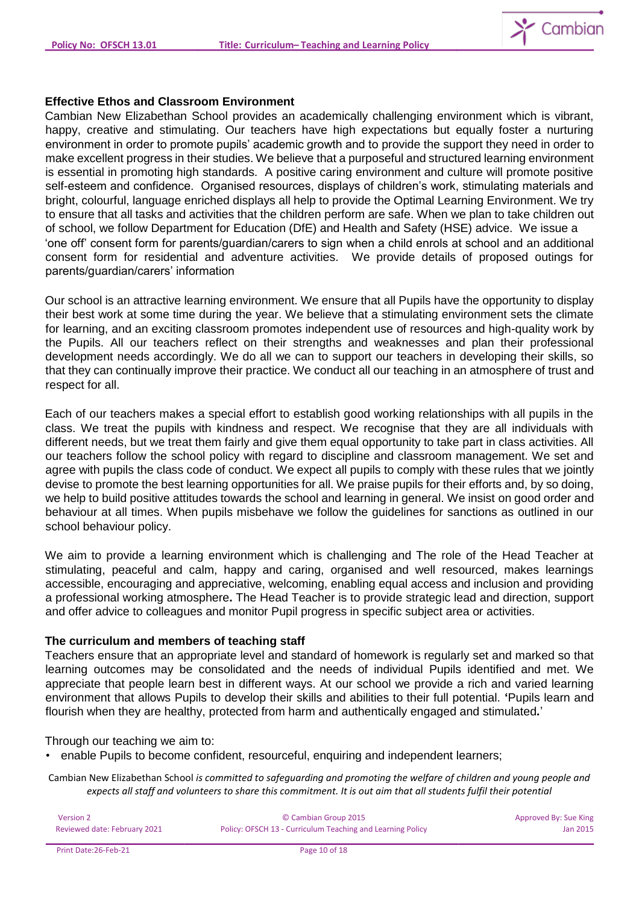**Effective Ethos and Classroom Environment**

Cambian New Elizabethan School provides an academically challenging environment which is vibrant, happy, creative and stimulating. Our teachers have high expectations but equally foster a nurturing environment in order to promote pupils' academic growth and to provide the support they need in order to make excellent progress in their studies. We believe that a purposeful and structured learning environment is essential in promoting high standards. A positive caring environment and culture will promote positive self-esteem and confidence. Organised resources, displays of children's work, stimulating materials and bright, colourful, language enriched displays all help to provide the Optimal Learning Environment. We try to ensure that all tasks and activities that the children perform are safe. When we plan to take children out of school, we follow Department for Education (DfE) and Health and Safety (HSE) advice. We issue a 'one off' consent form for parents/guardian/carers to sign when a child enrols at school and an additional consent form for residential and adventure activities. We provide details of proposed outings for parents/guardian/carers' information

Our school is an attractive learning environment. We ensure that all Pupils have the opportunity to display their best work at some time during the year. We believe that a stimulating environment sets the climate for learning, and an exciting classroom promotes independent use of resources and high-quality work by the Pupils. All our teachers reflect on their strengths and weaknesses and plan their professional development needs accordingly. We do all we can to support our teachers in developing their skills, so that they can continually improve their practice. We conduct all our teaching in an atmosphere of trust and respect for all.

Each of our teachers makes a special effort to establish good working relationships with all pupils in the class. We treat the pupils with kindness and respect. We recognise that they are all individuals with different needs, but we treat them fairly and give them equal opportunity to take part in class activities. All our teachers follow the school policy with regard to discipline and classroom management. We set and agree with pupils the class code of conduct. We expect all pupils to comply with these rules that we jointly devise to promote the best learning opportunities for all. We praise pupils for their efforts and, by so doing, we help to build positive attitudes towards the school and learning in general. We insist on good order and behaviour at all times. When pupils misbehave we follow the guidelines for sanctions as outlined in our school behaviour policy.

We aim to provide a learning environment which is challenging and The role of the Head Teacher at stimulating, peaceful and calm, happy and caring, organised and well resourced, makes learnings accessible, encouraging and appreciative, welcoming, enabling equal access and inclusion and providing a professional working atmosphere**.** The Head Teacher is to provide strategic lead and direction, support and offer advice to colleagues and monitor Pupil progress in specific subject area or activities.

**The curriculum and members of teaching staff**

Teachers ensure that an appropriate level and standard of homework is regularly set and marked so that learning outcomes may be consolidated and the needs of individual Pupils identified and met. We appreciate that people learn best in different ways. At our school we provide a rich and varied learning environment that allows Pupils to develop their skills and abilities to their full potential. **'**Pupils learn and flourish when they are healthy, protected from harm and authentically engaged and stimulated**.**'

Through our teaching we aim to:

- enable Pupils to become confident, resourceful, enquiring and independent learners;

Cambian New Elizabethan School *is committed to safeguarding and promoting the welfare of children and young people and expects all staff and volunteers to share this commitment. It is out aim that all students fulfil their potential*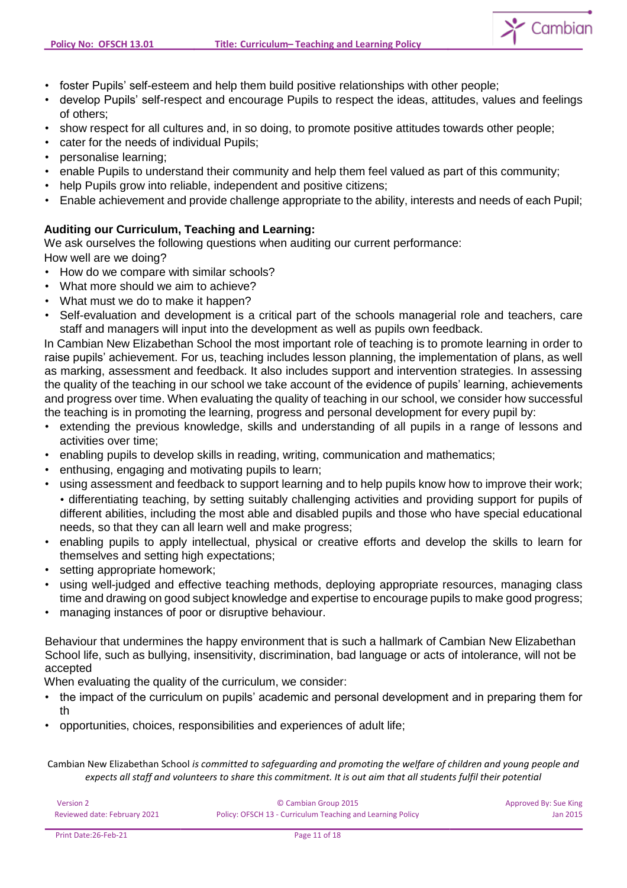- foster Pupils' self-esteem and help them build positive relationships with other people;
- develop Pupils' self-respect and encourage Pupils to respect the ideas, attitudes, values and feelings of others;
- show respect for all cultures and, in so doing, to promote positive attitudes towards other people;
- cater for the needs of individual Pupils;
- personalise learning;
- enable Pupils to understand their community and help them feel valued as part of this community;
- help Pupils grow into reliable, independent and positive citizens;
- Enable achievement and provide challenge appropriate to the ability, interests and needs of each Pupil;

**Auditing our Curriculum, Teaching and Learning:**

We ask ourselves the following questions when auditing our current performance:

How well are we doing?

- How do we compare with similar schools?
- What more should we aim to achieve?
- What must we do to make it happen?
- Self-evaluation and development is a critical part of the schools managerial role and teachers, care staff and managers will input into the development as well as pupils own feedback.

In Cambian New Elizabethan School the most important role of teaching is to promote learning in order to raise pupils' achievement. For us, teaching includes lesson planning, the implementation of plans, as well as marking, assessment and feedback. It also includes support and intervention strategies. In assessing the quality of the teaching in our school we take account of the evidence of pupils' learning, achievements and progress over time. When evaluating the quality of teaching in our school, we consider how successful the teaching is in promoting the learning, progress and personal development for every pupil by:

- extending the previous knowledge, skills and understanding of all pupils in a range of lessons and activities over time;
- enabling pupils to develop skills in reading, writing, communication and mathematics;
- enthusing, engaging and motivating pupils to learn;
- using assessment and feedback to support learning and to help pupils know how to improve their work; • differentiating teaching, by setting suitably challenging activities and providing support for pupils of different abilities, including the most able and disabled pupils and those who have special educational needs, so that they can all learn well and make progress;
- enabling pupils to apply intellectual, physical or creative efforts and develop the skills to learn for themselves and setting high expectations;
- setting appropriate homework;
- using well-judged and effective teaching methods, deploying appropriate resources, managing class time and drawing on good subject knowledge and expertise to encourage pupils to make good progress;
- managing instances of poor or disruptive behaviour.

Behaviour that undermines the happy environment that is such a hallmark of Cambian New Elizabethan School life, such as bullying, insensitivity, discrimination, bad language or acts of intolerance, will not be accepted

When evaluating the quality of the curriculum, we consider:

- the impact of the curriculum on pupils' academic and personal development and in preparing them for th
- opportunities, choices, responsibilities and experiences of adult life;

Cambian New Elizabethan School *is committed to safeguarding and promoting the welfare of children and young people and expects all staff and volunteers to share this commitment. It is out aim that all students fulfil their potential*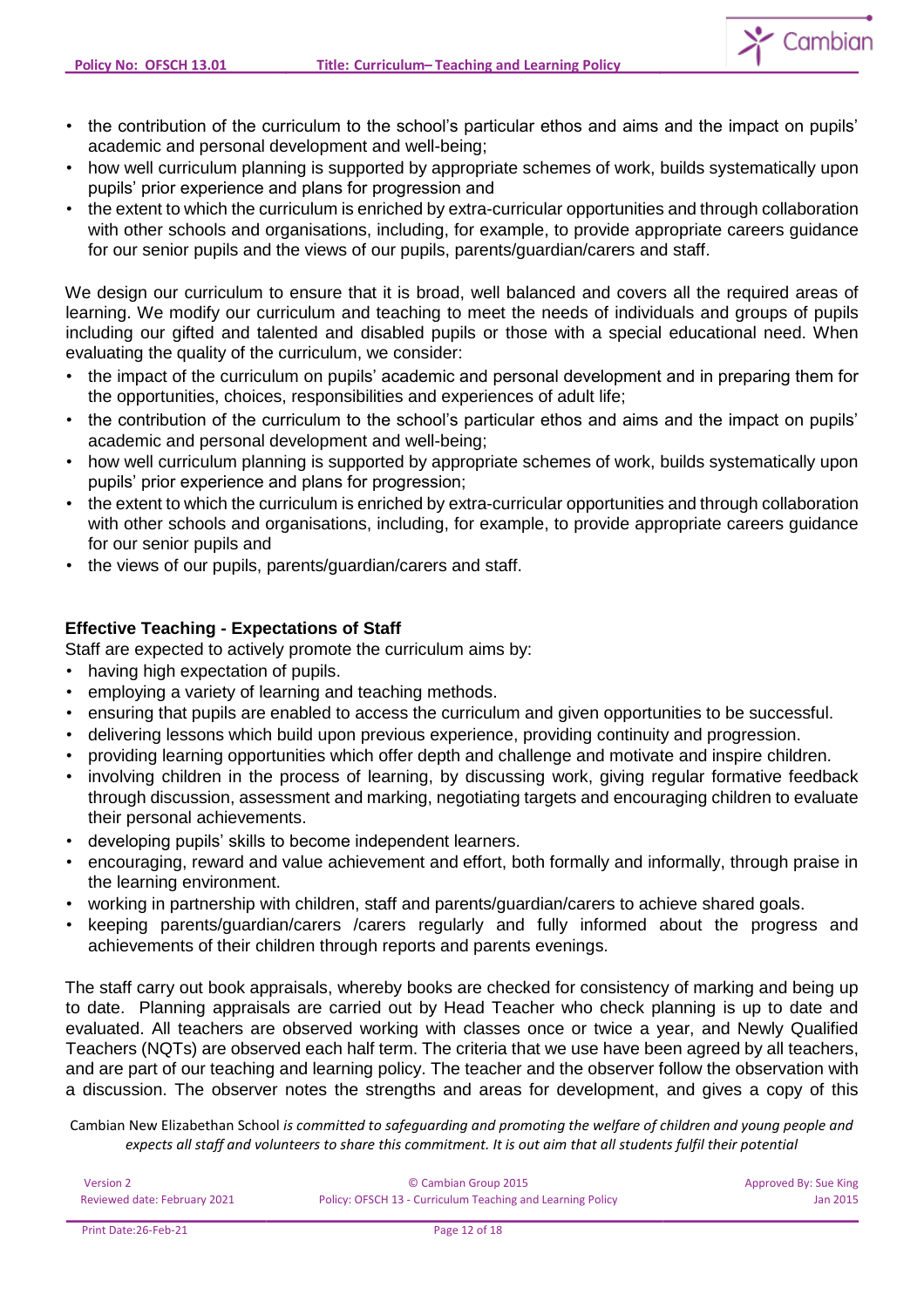- the contribution of the curriculum to the school's particular ethos and aims and the impact on pupils' academic and personal development and well-being;
- how well curriculum planning is supported by appropriate schemes of work, builds systematically upon pupils' prior experience and plans for progression and
- the extent to which the curriculum is enriched by extra-curricular opportunities and through collaboration with other schools and organisations, including, for example, to provide appropriate careers guidance for our senior pupils and the views of our pupils, parents/guardian/carers and staff.

We design our curriculum to ensure that it is broad, well balanced and covers all the required areas of learning. We modify our curriculum and teaching to meet the needs of individuals and groups of pupils including our gifted and talented and disabled pupils or those with a special educational need. When evaluating the quality of the curriculum, we consider:

- the impact of the curriculum on pupils' academic and personal development and in preparing them for the opportunities, choices, responsibilities and experiences of adult life;
- the contribution of the curriculum to the school's particular ethos and aims and the impact on pupils' academic and personal development and well-being;
- how well curriculum planning is supported by appropriate schemes of work, builds systematically upon pupils' prior experience and plans for progression;
- the extent to which the curriculum is enriched by extra-curricular opportunities and through collaboration with other schools and organisations, including, for example, to provide appropriate careers guidance for our senior pupils and
- the views of our pupils, parents/guardian/carers and staff.

**Effective Teaching - Expectations of Staff**

Staff are expected to actively promote the curriculum aims by:

- having high expectation of pupils.
- employing a variety of learning and teaching methods.
- ensuring that pupils are enabled to access the curriculum and given opportunities to be successful.
- delivering lessons which build upon previous experience, providing continuity and progression.
- providing learning opportunities which offer depth and challenge and motivate and inspire children.
- involving children in the process of learning, by discussing work, giving regular formative feedback through discussion, assessment and marking, negotiating targets and encouraging children to evaluate their personal achievements.
- developing pupils' skills to become independent learners.
- encouraging, reward and value achievement and effort, both formally and informally, through praise in the learning environment.
- working in partnership with children, staff and parents/guardian/carers to achieve shared goals.
- keeping parents/guardian/carers /carers regularly and fully informed about the progress and achievements of their children through reports and parents evenings.

The staff carry out book appraisals, whereby books are checked for consistency of marking and being up to date. Planning appraisals are carried out by Head Teacher who check planning is up to date and evaluated. All teachers are observed working with classes once or twice a year, and Newly Qualified Teachers (NQTs) are observed each half term. The criteria that we use have been agreed by all teachers, and are part of our teaching and learning policy. The teacher and the observer follow the observation with a discussion. The observer notes the strengths and areas for development, and gives a copy of this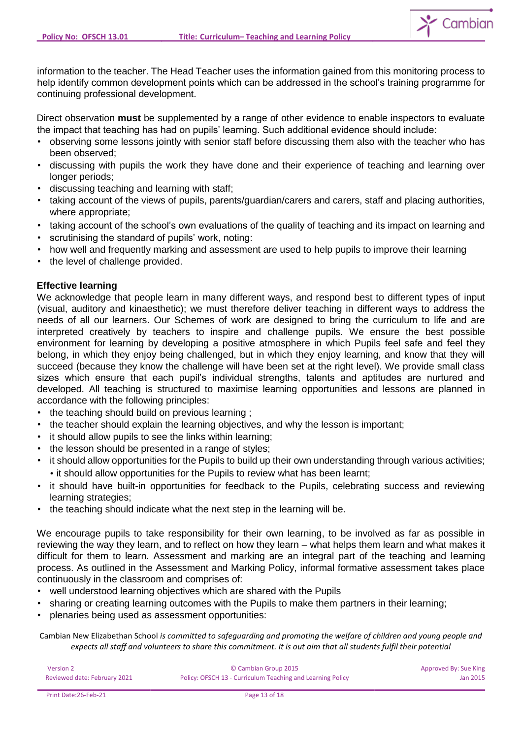information to the teacher. The Head Teacher uses the information gained from this monitoring process to help identify common development points which can be addressed in the school's training programme for continuing professional development.

Direct observation **must** be supplemented by a range of other evidence to enable inspectors to evaluate the impact that teaching has had on pupils' learning. Such additional evidence should include:

- observing some lessons jointly with senior staff before discussing them also with the teacher who has been observed;
- discussing with pupils the work they have done and their experience of teaching and learning over longer periods;
- discussing teaching and learning with staff;
- taking account of the views of pupils, parents/guardian/carers and carers, staff and placing authorities, where appropriate;
- taking account of the school's own evaluations of the quality of teaching and its impact on learning and
- scrutinising the standard of pupils' work, noting:
- how well and frequently marking and assessment are used to help pupils to improve their learning
- the level of challenge provided.

**Effective learning**

We acknowledge that people learn in many different ways, and respond best to different types of input (visual, auditory and kinaesthetic); we must therefore deliver teaching in different ways to address the needs of all our learners. Our Schemes of work are designed to bring the curriculum to life and are interpreted creatively by teachers to inspire and challenge pupils. We ensure the best possible environment for learning by developing a positive atmosphere in which Pupils feel safe and feel they belong, in which they enjoy being challenged, but in which they enjoy learning, and know that they will succeed (because they know the challenge will have been set at the right level). We provide small class sizes which ensure that each pupil's individual strengths, talents and aptitudes are nurtured and developed. All teaching is structured to maximise learning opportunities and lessons are planned in accordance with the following principles:

- the teaching should build on previous learning ;
- the teacher should explain the learning objectives, and why the lesson is important;
- it should allow pupils to see the links within learning;
- the lesson should be presented in a range of styles;
- it should allow opportunities for the Pupils to build up their own understanding through various activities;
  - it should allow opportunities for the Pupils to review what has been learnt;
- it should have built-in opportunities for feedback to the Pupils, celebrating success and reviewing learning strategies;
- the teaching should indicate what the next step in the learning will be.

We encourage pupils to take responsibility for their own learning, to be involved as far as possible in reviewing the way they learn, and to reflect on how they learn – what helps them learn and what makes it difficult for them to learn. Assessment and marking are an integral part of the teaching and learning process. As outlined in the Assessment and Marking Policy, informal formative assessment takes place continuously in the classroom and comprises of:

- well understood learning objectives which are shared with the Pupils
- sharing or creating learning outcomes with the Pupils to make them partners in their learning;
- plenaries being used as assessment opportunities:

Cambian New Elizabethan School *is committed to safeguarding and promoting the welfare of children and young people and expects all staff and volunteers to share this commitment. It is out aim that all students fulfil their potential*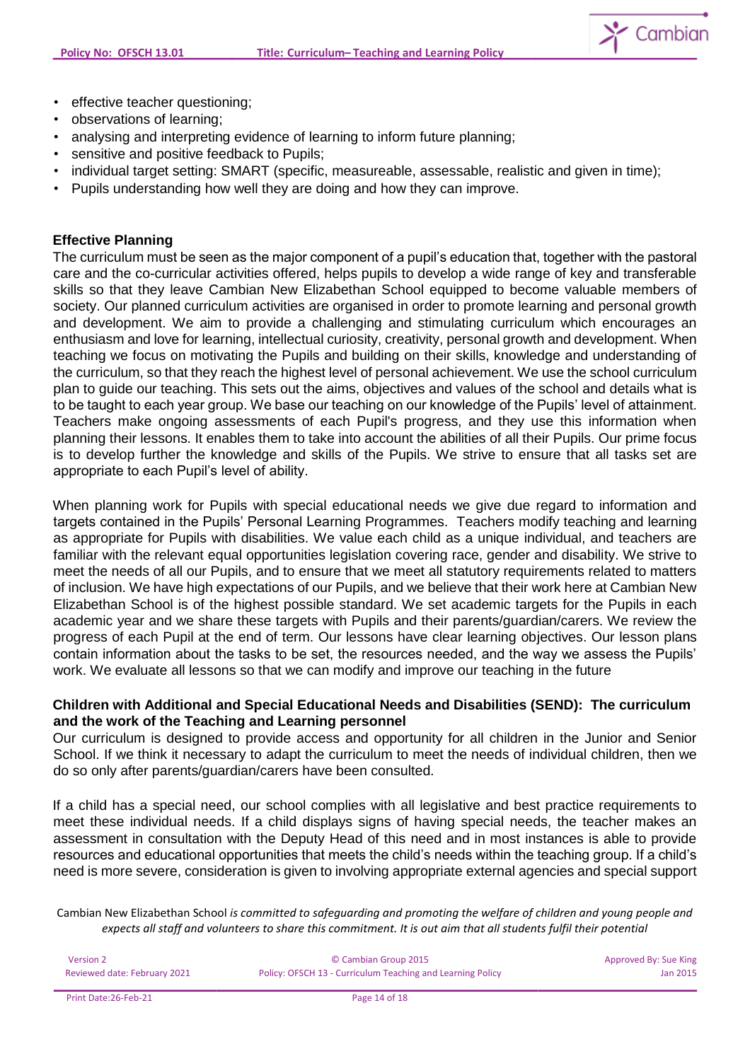- effective teacher questioning;
- observations of learning;
- analysing and interpreting evidence of learning to inform future planning;
- sensitive and positive feedback to Pupils;
- individual target setting: SMART (specific, measureable, assessable, realistic and given in time);
- Pupils understanding how well they are doing and how they can improve.

**Effective Planning**

The curriculum must be seen as the major component of a pupil's education that, together with the pastoral care and the co-curricular activities offered, helps pupils to develop a wide range of key and transferable skills so that they leave Cambian New Elizabethan School equipped to become valuable members of society. Our planned curriculum activities are organised in order to promote learning and personal growth and development. We aim to provide a challenging and stimulating curriculum which encourages an enthusiasm and love for learning, intellectual curiosity, creativity, personal growth and development. When teaching we focus on motivating the Pupils and building on their skills, knowledge and understanding of the curriculum, so that they reach the highest level of personal achievement. We use the school curriculum plan to guide our teaching. This sets out the aims, objectives and values of the school and details what is to be taught to each year group. We base our teaching on our knowledge of the Pupils' level of attainment. Teachers make ongoing assessments of each Pupil's progress, and they use this information when planning their lessons. It enables them to take into account the abilities of all their Pupils. Our prime focus is to develop further the knowledge and skills of the Pupils. We strive to ensure that all tasks set are appropriate to each Pupil's level of ability.

When planning work for Pupils with special educational needs we give due regard to information and targets contained in the Pupils' Personal Learning Programmes. Teachers modify teaching and learning as appropriate for Pupils with disabilities. We value each child as a unique individual, and teachers are familiar with the relevant equal opportunities legislation covering race, gender and disability. We strive to meet the needs of all our Pupils, and to ensure that we meet all statutory requirements related to matters of inclusion. We have high expectations of our Pupils, and we believe that their work here at Cambian New Elizabethan School is of the highest possible standard. We set academic targets for the Pupils in each academic year and we share these targets with Pupils and their parents/guardian/carers. We review the progress of each Pupil at the end of term. Our lessons have clear learning objectives. Our lesson plans contain information about the tasks to be set, the resources needed, and the way we assess the Pupils' work. We evaluate all lessons so that we can modify and improve our teaching in the future

**Children with Additional and Special Educational Needs and Disabilities (SEND): The curriculum and the work of the Teaching and Learning personnel**

Our curriculum is designed to provide access and opportunity for all children in the Junior and Senior School. If we think it necessary to adapt the curriculum to meet the needs of individual children, then we do so only after parents/guardian/carers have been consulted.

If a child has a special need, our school complies with all legislative and best practice requirements to meet these individual needs. If a child displays signs of having special needs, the teacher makes an assessment in consultation with the Deputy Head of this need and in most instances is able to provide resources and educational opportunities that meets the child's needs within the teaching group. If a child's need is more severe, consideration is given to involving appropriate external agencies and special support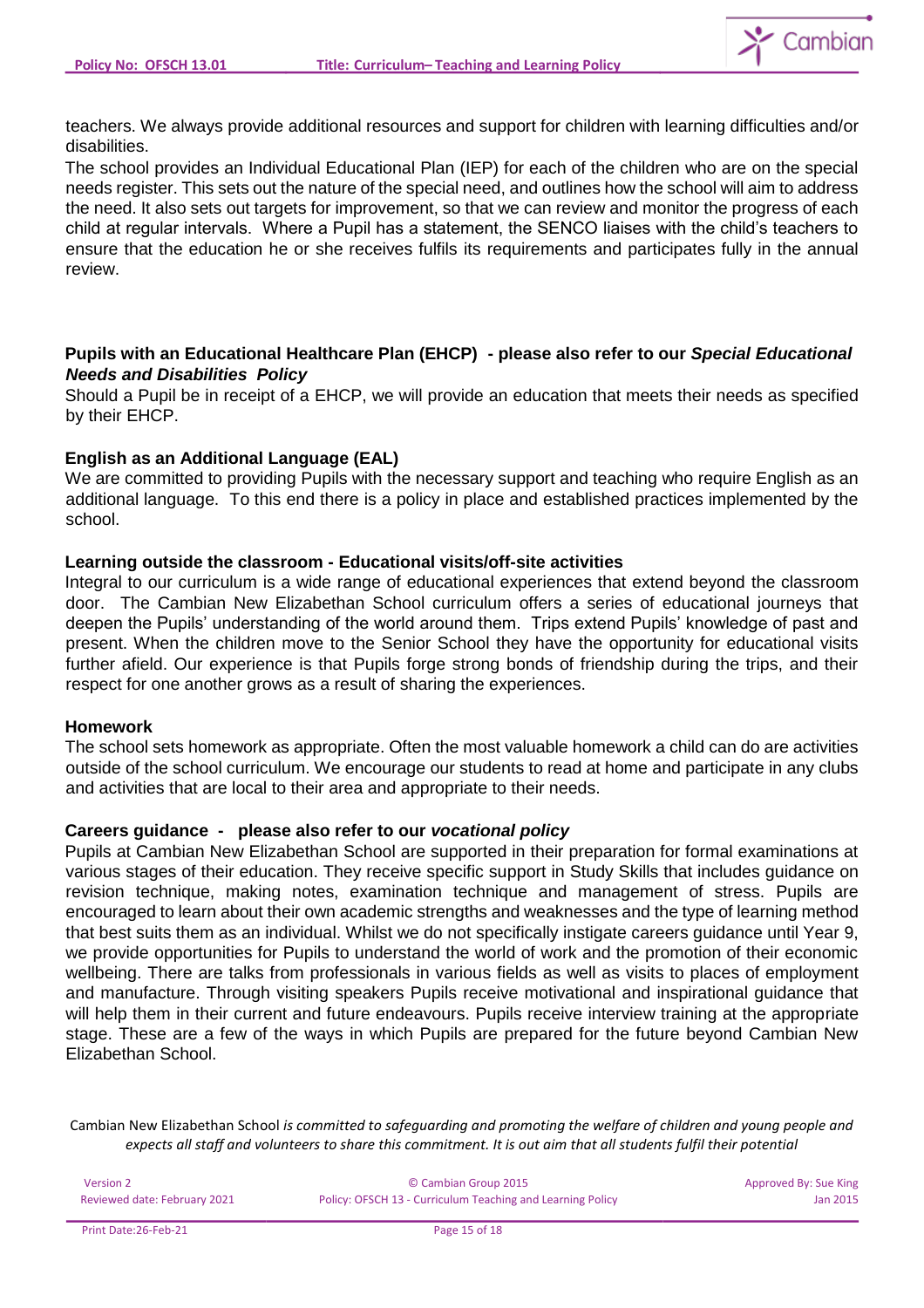teachers. We always provide additional resources and support for children with learning difficulties and/or disabilities.
The school provides an Individual Educational Plan (IEP) for each of the children who are on the special needs register. This sets out the nature of the special need, and outlines how the school will aim to address the need. It also sets out targets for improvement, so that we can review and monitor the progress of each child at regular intervals. Where a Pupil has a statement, the SENCO liaises with the child's teachers to ensure that the education he or she receives fulfils its requirements and participates fully in the annual review.

**Pupils with an Educational Healthcare Plan (EHCP) - please also refer to our *Special Educational Needs and Disabilities Policy***

Should a Pupil be in receipt of a EHCP, we will provide an education that meets their needs as specified by their EHCP.

**English as an Additional Language (EAL)**

We are committed to providing Pupils with the necessary support and teaching who require English as an additional language. To this end there is a policy in place and established practices implemented by the school.

**Learning outside the classroom - Educational visits/off-site activities**

Integral to our curriculum is a wide range of educational experiences that extend beyond the classroom door. The Cambian New Elizabethan School curriculum offers a series of educational journeys that deepen the Pupils' understanding of the world around them. Trips extend Pupils' knowledge of past and present. When the children move to the Senior School they have the opportunity for educational visits further afield. Our experience is that Pupils forge strong bonds of friendship during the trips, and their respect for one another grows as a result of sharing the experiences.

**Homework**

The school sets homework as appropriate. Often the most valuable homework a child can do are activities outside of the school curriculum. We encourage our students to read at home and participate in any clubs and activities that are local to their area and appropriate to their needs.

**Careers guidance - please also refer to our *vocational policy***

Pupils at Cambian New Elizabethan School are supported in their preparation for formal examinations at various stages of their education. They receive specific support in Study Skills that includes guidance on revision technique, making notes, examination technique and management of stress. Pupils are encouraged to learn about their own academic strengths and weaknesses and the type of learning method that best suits them as an individual. Whilst we do not specifically instigate careers guidance until Year 9, we provide opportunities for Pupils to understand the world of work and the promotion of their economic wellbeing. There are talks from professionals in various fields as well as visits to places of employment and manufacture. Through visiting speakers Pupils receive motivational and inspirational guidance that will help them in their current and future endeavours. Pupils receive interview training at the appropriate stage. These are a few of the ways in which Pupils are prepared for the future beyond Cambian New Elizabethan School.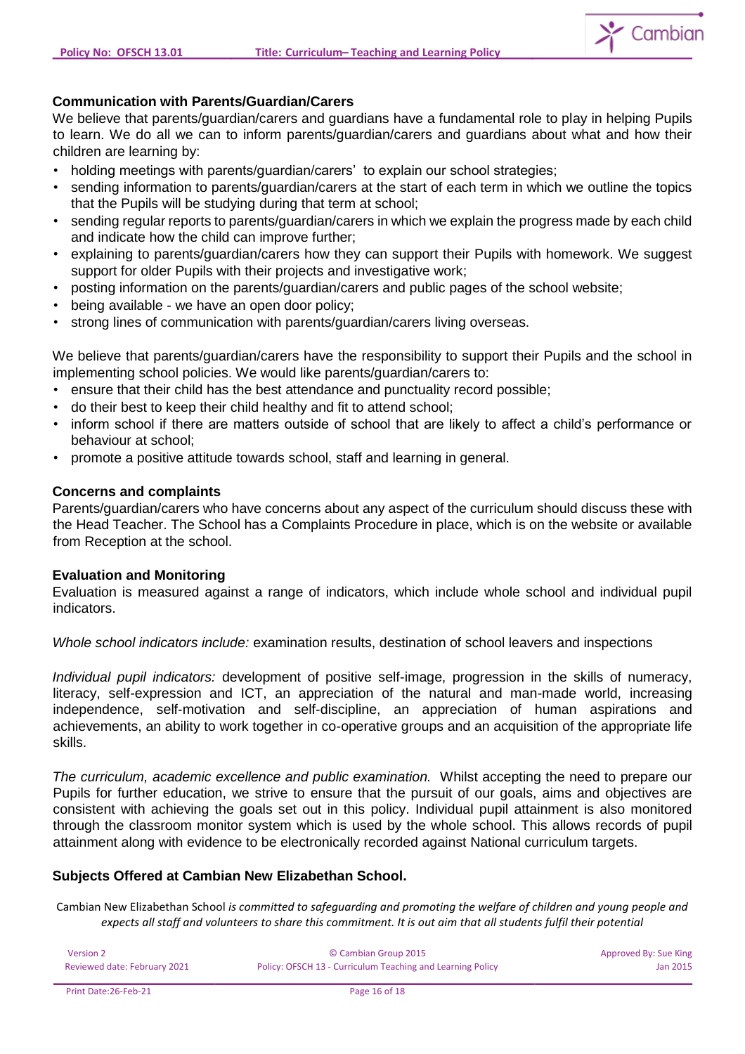### Communication with Parents/Guardian/Carers

We believe that parents/guardian/carers and guardians have a fundamental role to play in helping Pupils to learn. We do all we can to inform parents/guardian/carers and guardians about what and how their children are learning by:

- holding meetings with parents/guardian/carers' to explain our school strategies;
- sending information to parents/guardian/carers at the start of each term in which we outline the topics that the Pupils will be studying during that term at school;
- sending regular reports to parents/guardian/carers in which we explain the progress made by each child and indicate how the child can improve further;
- explaining to parents/guardian/carers how they can support their Pupils with homework. We suggest support for older Pupils with their projects and investigative work;
- posting information on the parents/guardian/carers and public pages of the school website;
- being available - we have an open door policy;
- strong lines of communication with parents/guardian/carers living overseas.

We believe that parents/guardian/carers have the responsibility to support their Pupils and the school in implementing school policies. We would like parents/guardian/carers to:

- ensure that their child has the best attendance and punctuality record possible;
- do their best to keep their child healthy and fit to attend school;
- inform school if there are matters outside of school that are likely to affect a child's performance or behaviour at school;
- promote a positive attitude towards school, staff and learning in general.

### Concerns and complaints

Parents/guardian/carers who have concerns about any aspect of the curriculum should discuss these with the Head Teacher. The School has a Complaints Procedure in place, which is on the website or available from Reception at the school.

### Evaluation and Monitoring

Evaluation is measured against a range of indicators, which include whole school and individual pupil indicators.

*Whole school indicators include:* examination results, destination of school leavers and inspections

*Individual pupil indicators:* development of positive self-image, progression in the skills of numeracy, literacy, self-expression and ICT, an appreciation of the natural and man-made world, increasing independence, self-motivation and self-discipline, an appreciation of human aspirations and achievements, an ability to work together in co-operative groups and an acquisition of the appropriate life skills.

*The curriculum, academic excellence and public examination.* Whilst accepting the need to prepare our Pupils for further education, we strive to ensure that the pursuit of our goals, aims and objectives are consistent with achieving the goals set out in this policy. Individual pupil attainment is also monitored through the classroom monitor system which is used by the whole school. This allows records of pupil attainment along with evidence to be electronically recorded against National curriculum targets.

### Subjects Offered at Cambian New Elizabethan School.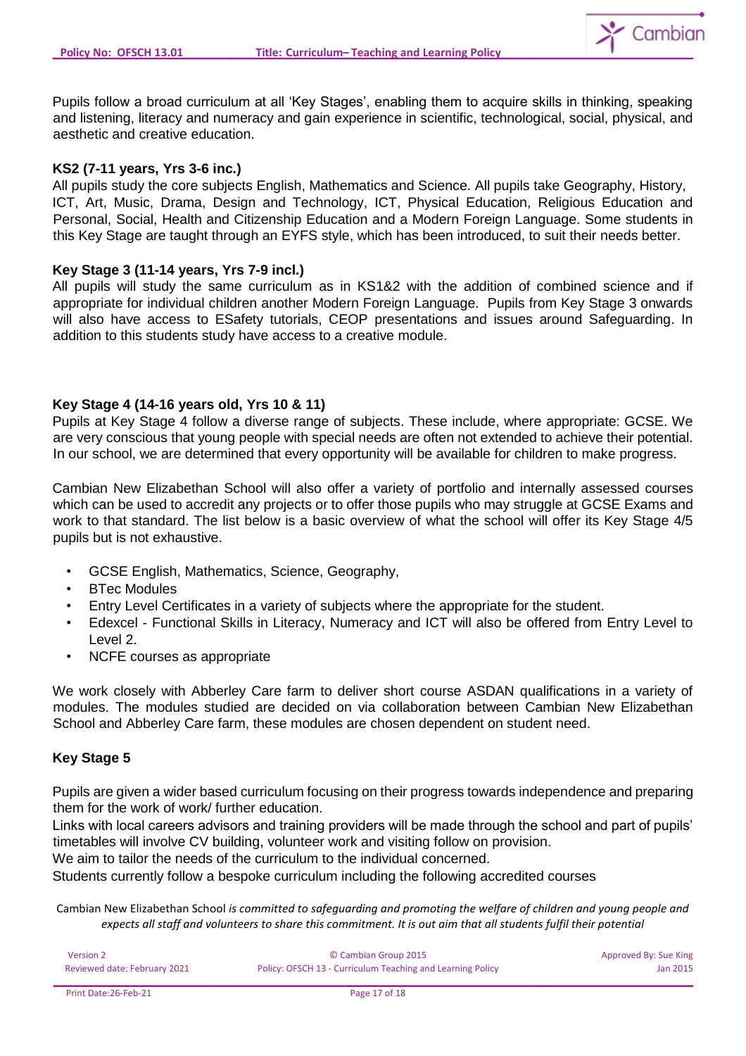Pupils follow a broad curriculum at all 'Key Stages', enabling them to acquire skills in thinking, speaking and listening, literacy and numeracy and gain experience in scientific, technological, social, physical, and aesthetic and creative education.

**KS2 (7-11 years, Yrs 3-6 inc.)**

All pupils study the core subjects English, Mathematics and Science. All pupils take Geography, History, ICT, Art, Music, Drama, Design and Technology, ICT, Physical Education, Religious Education and Personal, Social, Health and Citizenship Education and a Modern Foreign Language. Some students in this Key Stage are taught through an EYFS style, which has been introduced, to suit their needs better.

**Key Stage 3 (11-14 years, Yrs 7-9 incl.)**

All pupils will study the same curriculum as in KS1&2 with the addition of combined science and if appropriate for individual children another Modern Foreign Language. Pupils from Key Stage 3 onwards will also have access to ESafety tutorials, CEOP presentations and issues around Safeguarding. In addition to this students study have access to a creative module.

**Key Stage 4 (14-16 years old, Yrs 10 & 11)**

Pupils at Key Stage 4 follow a diverse range of subjects. These include, where appropriate: GCSE. We are very conscious that young people with special needs are often not extended to achieve their potential. In our school, we are determined that every opportunity will be available for children to make progress.

Cambian New Elizabethan School will also offer a variety of portfolio and internally assessed courses which can be used to accredit any projects or to offer those pupils who may struggle at GCSE Exams and work to that standard. The list below is a basic overview of what the school will offer its Key Stage 4/5 pupils but is not exhaustive.

- GCSE English, Mathematics, Science, Geography,
- BTec Modules
- Entry Level Certificates in a variety of subjects where the appropriate for the student.
- Edexcel - Functional Skills in Literacy, Numeracy and ICT will also be offered from Entry Level to Level 2.
- NCFE courses as appropriate

We work closely with Abberley Care farm to deliver short course ASDAN qualifications in a variety of modules. The modules studied are decided on via collaboration between Cambian New Elizabethan School and Abberley Care farm, these modules are chosen dependent on student need.

**Key Stage 5**

Pupils are given a wider based curriculum focusing on their progress towards independence and preparing them for the work of work/ further education.

Links with local careers advisors and training providers will be made through the school and part of pupils' timetables will involve CV building, volunteer work and visiting follow on provision.

We aim to tailor the needs of the curriculum to the individual concerned.

Students currently follow a bespoke curriculum including the following accredited courses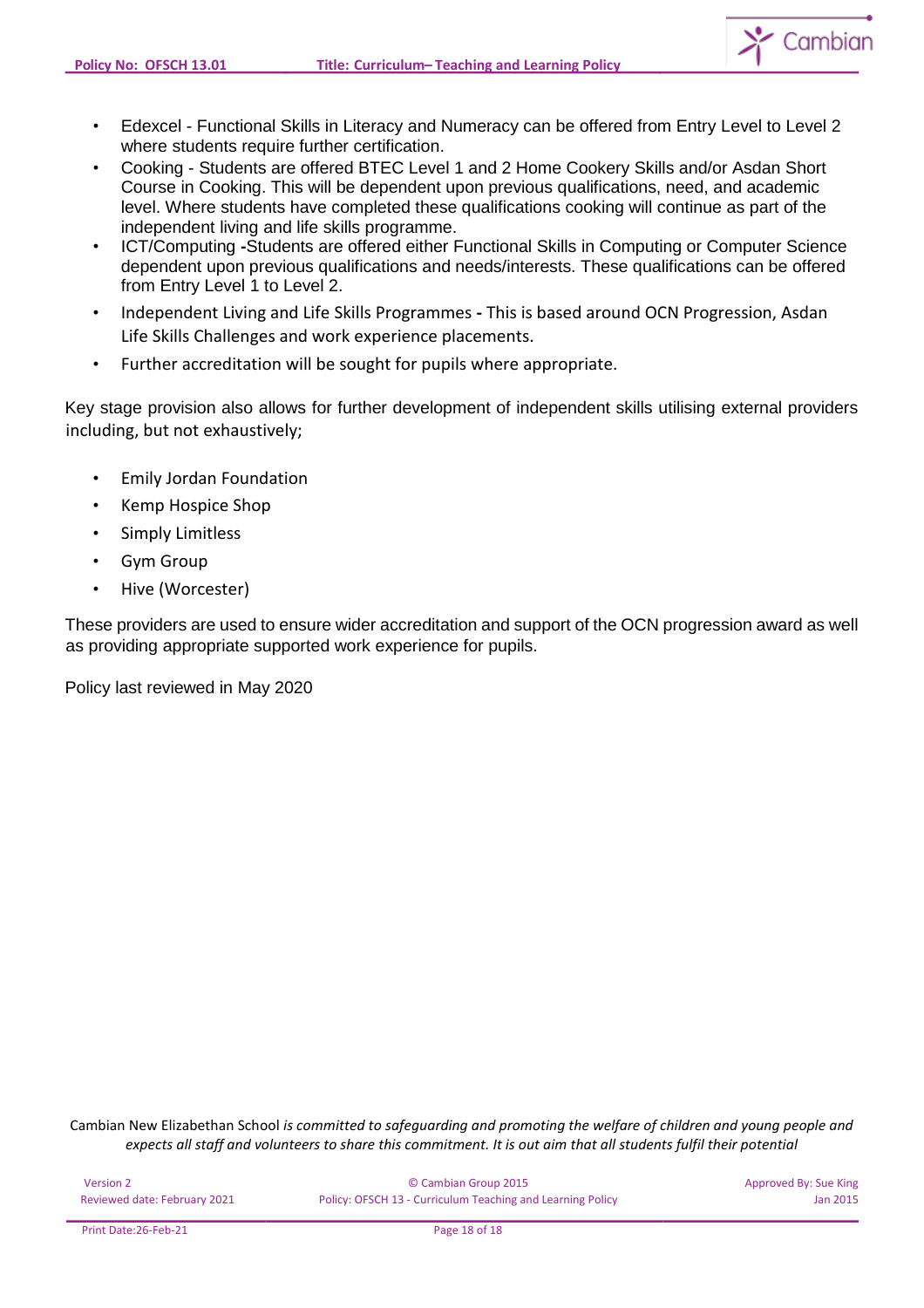- Edexcel - Functional Skills in Literacy and Numeracy can be offered from Entry Level to Level 2 where students require further certification.
- Cooking - Students are offered BTEC Level 1 and 2 Home Cookery Skills and/or Asdan Short Course in Cooking. This will be dependent upon previous qualifications, need, and academic level. Where students have completed these qualifications cooking will continue as part of the independent living and life skills programme.
- ICT/Computing **-**Students are offered either Functional Skills in Computing or Computer Science dependent upon previous qualifications and needs/interests. These qualifications can be offered from Entry Level 1 to Level 2.
- Independent Living and Life Skills Programmes **-** This is based around OCN Progression, Asdan Life Skills Challenges and work experience placements.
- Further accreditation will be sought for pupils where appropriate.

Key stage provision also allows for further development of independent skills utilising external providers including, but not exhaustively;

- Emily Jordan Foundation
- Kemp Hospice Shop
- Simply Limitless
- Gym Group
- Hive (Worcester)

These providers are used to ensure wider accreditation and support of the OCN progression award as well as providing appropriate supported work experience for pupils.

Policy last reviewed in May 2020

Cambian New Elizabethan School *is committed to safeguarding and promoting the welfare of children and young people and expects all staff and volunteers to share this commitment. It is out aim that all students fulfil their potential*